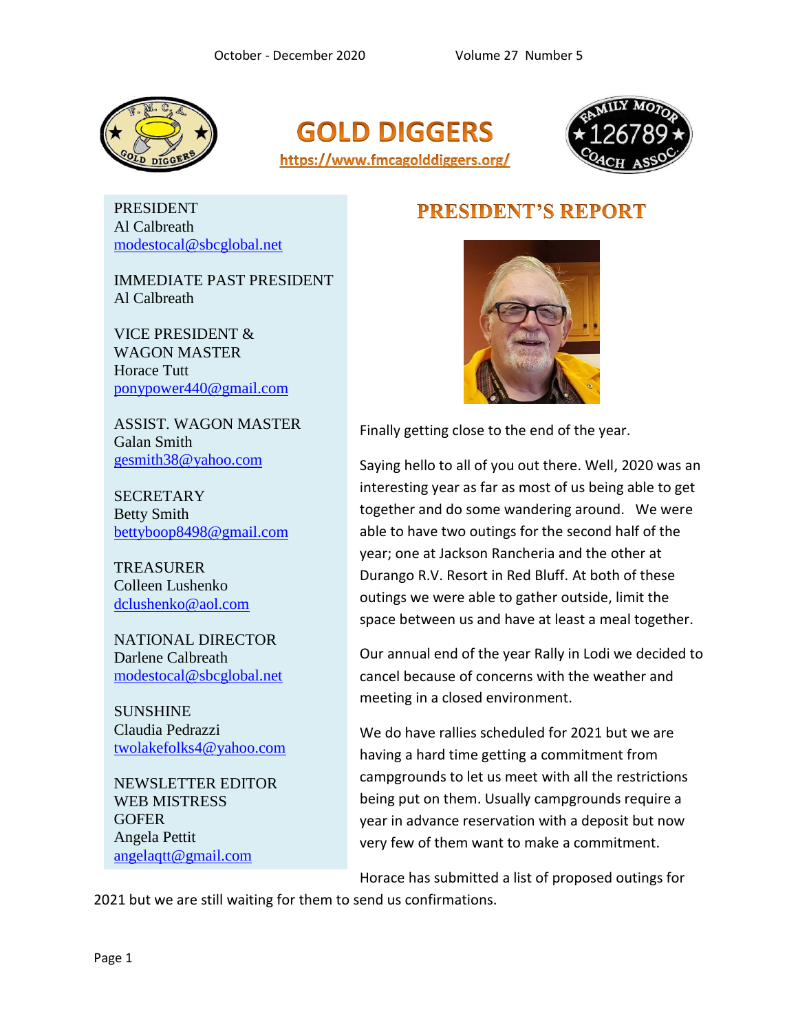October - December 2020 Volume 27 Number 5

# GOLD DIGGERS

https://www.fmcagolddiggers.org/

PRESIDENT
Al Calbreath
modestocal@sbcglobal.net

IMMEDIATE PAST PRESIDENT
Al Calbreath

VICE PRESIDENT &
WAGON MASTER
Horace Tutt
ponypower440@gmail.com

ASSIST. WAGON MASTER
Galan Smith
gesmith38@yahoo.com

SECRETARY
Betty Smith
bettyboop8498@gmail.com

TREASURER
Colleen Lushenko
dclushenko@aol.com

NATIONAL DIRECTOR
Darlene Calbreath
modestocal@sbcglobal.net

SUNSHINE
Claudia Pedrazzi
twolakefolks4@yahoo.com

NEWSLETTER EDITOR
WEB MISTRESS
GOFER
Angela Pettit
angelaqtt@gmail.com

## PRESIDENT'S REPORT

Finally getting close to the end of the year.

Saying hello to all of you out there. Well, 2020 was an interesting year as far as most of us being able to get together and do some wandering around. We were able to have two outings for the second half of the year; one at Jackson Rancheria and the other at Durango R.V. Resort in Red Bluff. At both of these outings we were able to gather outside, limit the space between us and have at least a meal together.

Our annual end of the year Rally in Lodi we decided to cancel because of concerns with the weather and meeting in a closed environment.

We do have rallies scheduled for 2021 but we are having a hard time getting a commitment from campgrounds to let us meet with all the restrictions being put on them. Usually campgrounds require a year in advance reservation with a deposit but now very few of them want to make a commitment.

Horace has submitted a list of proposed outings for 2021 but we are still waiting for them to send us confirmations.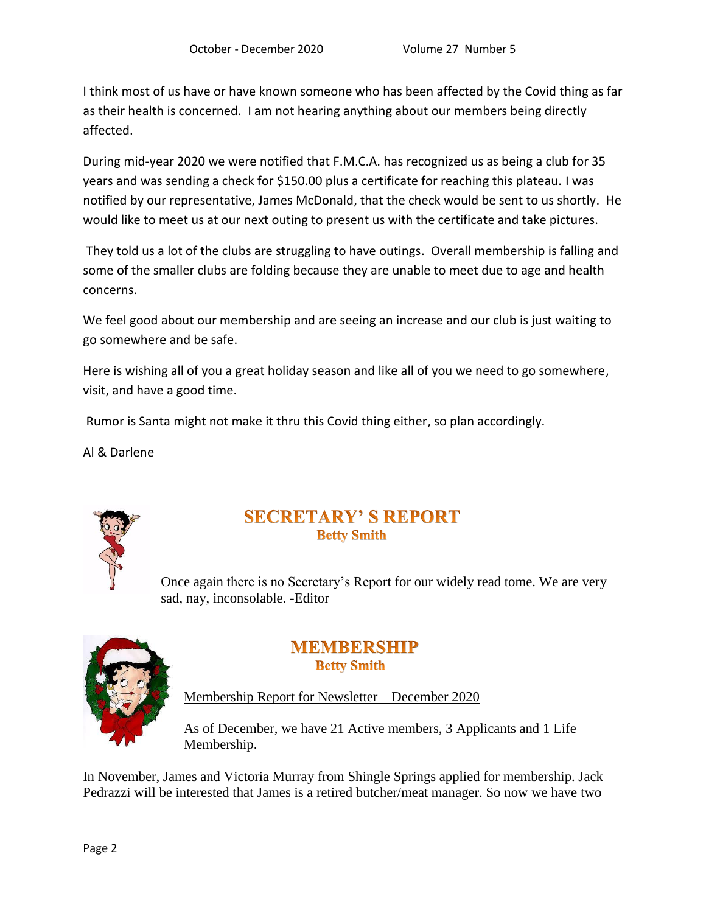I think most of us have or have known someone who has been affected by the Covid thing as far as their health is concerned. I am not hearing anything about our members being directly affected.

During mid-year 2020 we were notified that F.M.C.A. has recognized us as being a club for 35 years and was sending a check for $150.00 plus a certificate for reaching this plateau. I was notified by our representative, James McDonald, that the check would be sent to us shortly. He would like to meet us at our next outing to present us with the certificate and take pictures.

They told us a lot of the clubs are struggling to have outings. Overall membership is falling and some of the smaller clubs are folding because they are unable to meet due to age and health concerns.

We feel good about our membership and are seeing an increase and our club is just waiting to go somewhere and be safe.

Here is wishing all of you a great holiday season and like all of you we need to go somewhere, visit, and have a good time.

Rumor is Santa might not make it thru this Covid thing either, so plan accordingly.

Al & Darlene

## SECRETARY' S REPORT

**Betty Smith**

Once again there is no Secretary's Report for our widely read tome. We are very sad, nay, inconsolable. -Editor

## MEMBERSHIP

**Betty Smith**

Membership Report for Newsletter – December 2020

As of December, we have 21 Active members, 3 Applicants and 1 Life Membership.

In November, James and Victoria Murray from Shingle Springs applied for membership. Jack Pedrazzi will be interested that James is a retired butcher/meat manager. So now we have two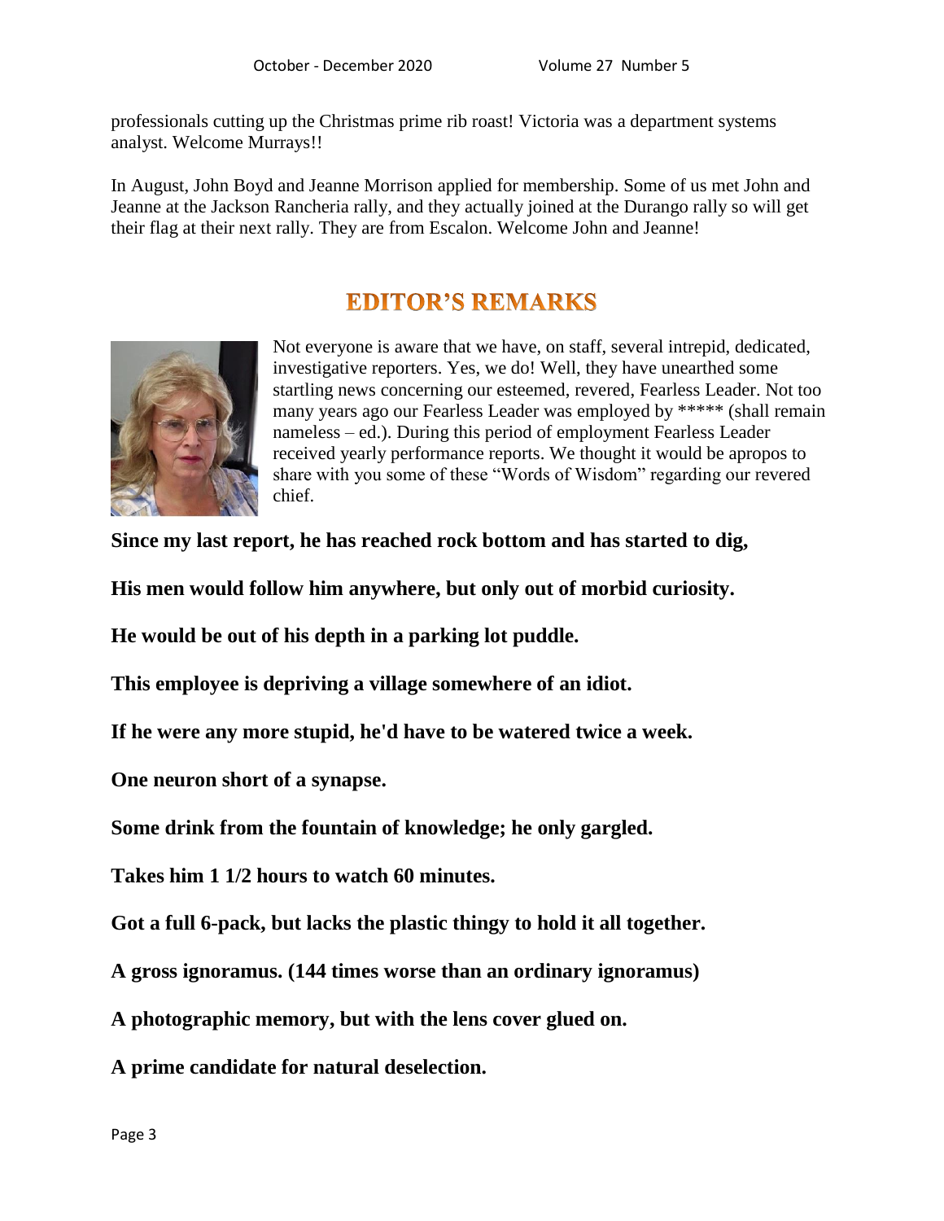professionals cutting up the Christmas prime rib roast! Victoria was a department systems analyst. Welcome Murrays!!

In August, John Boyd and Jeanne Morrison applied for membership. Some of us met John and Jeanne at the Jackson Rancheria rally, and they actually joined at the Durango rally so will get their flag at their next rally. They are from Escalon. Welcome John and Jeanne!

## EDITOR'S REMARKS

Not everyone is aware that we have, on staff, several intrepid, dedicated, investigative reporters. Yes, we do! Well, they have unearthed some startling news concerning our esteemed, revered, Fearless Leader. Not too many years ago our Fearless Leader was employed by ***** (shall remain nameless – ed.). During this period of employment Fearless Leader received yearly performance reports. We thought it would be apropos to share with you some of these "Words of Wisdom" regarding our revered chief.

**Since my last report, he has reached rock bottom and has started to dig,**

**His men would follow him anywhere, but only out of morbid curiosity.**

**He would be out of his depth in a parking lot puddle.**

**This employee is depriving a village somewhere of an idiot.**

**If he were any more stupid, he'd have to be watered twice a week.**

**One neuron short of a synapse.**

**Some drink from the fountain of knowledge; he only gargled.**

**Takes him 1 1/2 hours to watch 60 minutes.**

**Got a full 6-pack, but lacks the plastic thingy to hold it all together.**

**A gross ignoramus. (144 times worse than an ordinary ignoramus)**

**A photographic memory, but with the lens cover glued on.**

**A prime candidate for natural deselection.**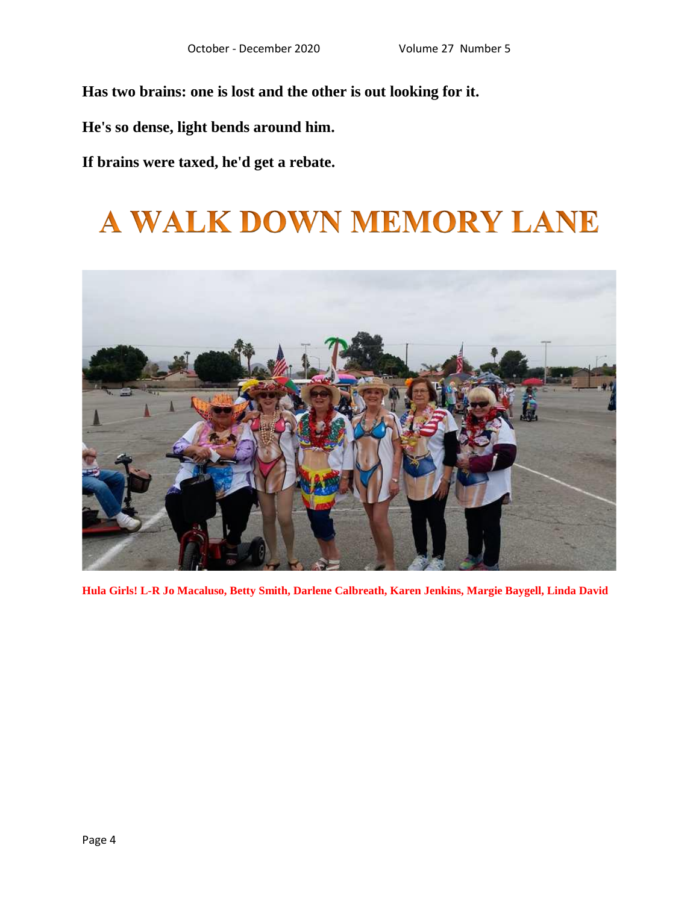**Has two brains: one is lost and the other is out looking for it.**

**He's so dense, light bends around him.**

**If brains were taxed, he'd get a rebate.**

# A WALK DOWN MEMORY LANE

**Hula Girls! L-R Jo Macaluso, Betty Smith, Darlene Calbreath, Karen Jenkins, Margie Baygell, Linda David**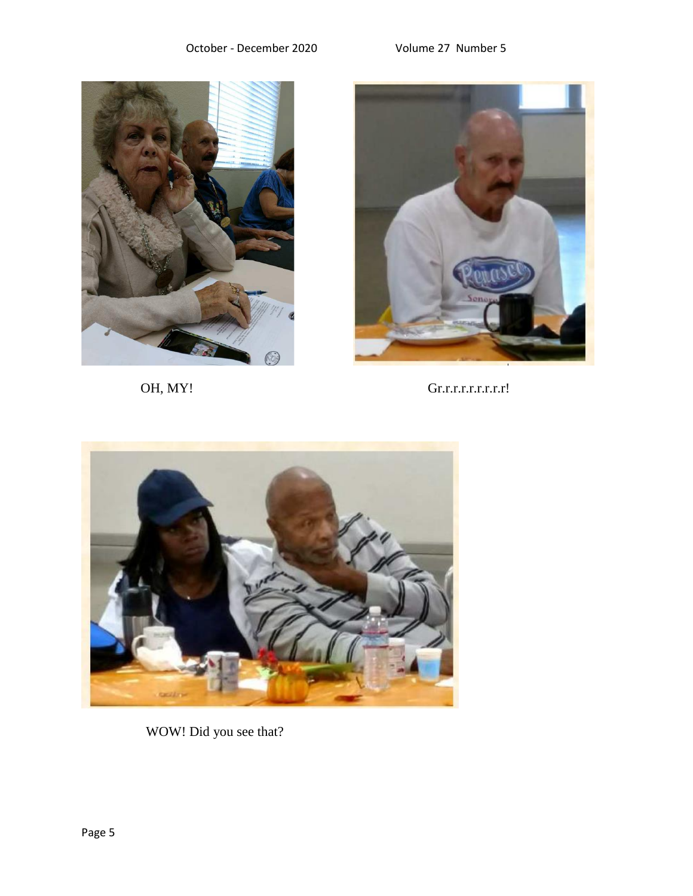OH, MY!

Gr.r.r.r.r.r.r.r.r!

WOW! Did you see that?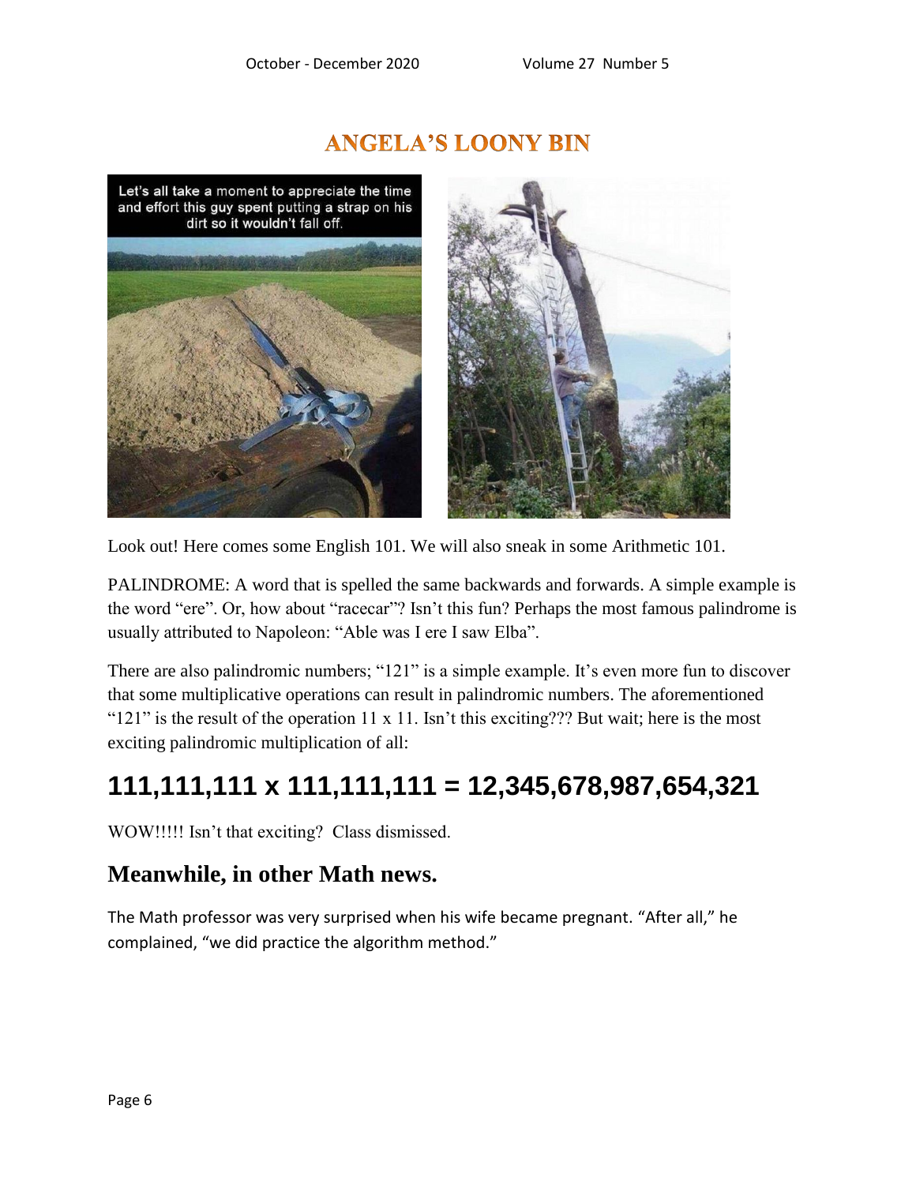# ANGELA'S LOONY BIN

Look out! Here comes some English 101. We will also sneak in some Arithmetic 101.

PALINDROME: A word that is spelled the same backwards and forwards. A simple example is the word "ere". Or, how about "racecar"? Isn't this fun? Perhaps the most famous palindrome is usually attributed to Napoleon: "Able was I ere I saw Elba".

There are also palindromic numbers; "121" is a simple example. It's even more fun to discover that some multiplicative operations can result in palindromic numbers. The aforementioned "121" is the result of the operation 11 x 11. Isn't this exciting??? But wait; here is the most exciting palindromic multiplication of all:

**111,111,111 x 111,111,111 = 12,345,678,987,654,321**

WOW!!!!! Isn't that exciting? Class dismissed.

## Meanwhile, in other Math news.

The Math professor was very surprised when his wife became pregnant. "After all," he complained, "we did practice the algorithm method."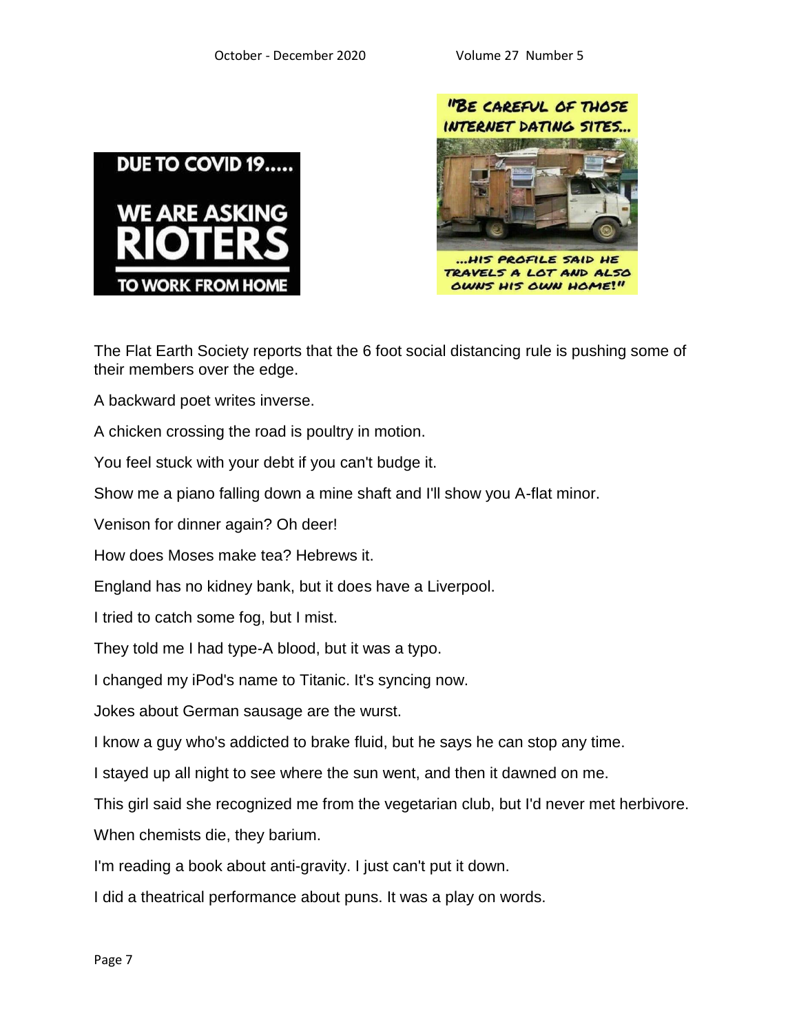DUE TO COVID 19.....

WE ARE ASKING **RIOTERS** TO WORK FROM HOME

"BE CAREFUL OF THOSE INTERNET DATING SITES...

...HIS PROFILE SAID HE TRAVELS A LOT AND ALSO OWNS HIS OWN HOME!"

The Flat Earth Society reports that the 6 foot social distancing rule is pushing some of their members over the edge.

A backward poet writes inverse.

A chicken crossing the road is poultry in motion.

You feel stuck with your debt if you can't budge it.

Show me a piano falling down a mine shaft and I'll show you A-flat minor.

Venison for dinner again? Oh deer!

How does Moses make tea? Hebrews it.

England has no kidney bank, but it does have a Liverpool.

I tried to catch some fog, but I mist.

They told me I had type-A blood, but it was a typo.

I changed my iPod's name to Titanic. It's syncing now.

Jokes about German sausage are the wurst.

I know a guy who's addicted to brake fluid, but he says he can stop any time.

I stayed up all night to see where the sun went, and then it dawned on me.

This girl said she recognized me from the vegetarian club, but I'd never met herbivore.

When chemists die, they barium.

I'm reading a book about anti-gravity. I just can't put it down.

I did a theatrical performance about puns. It was a play on words.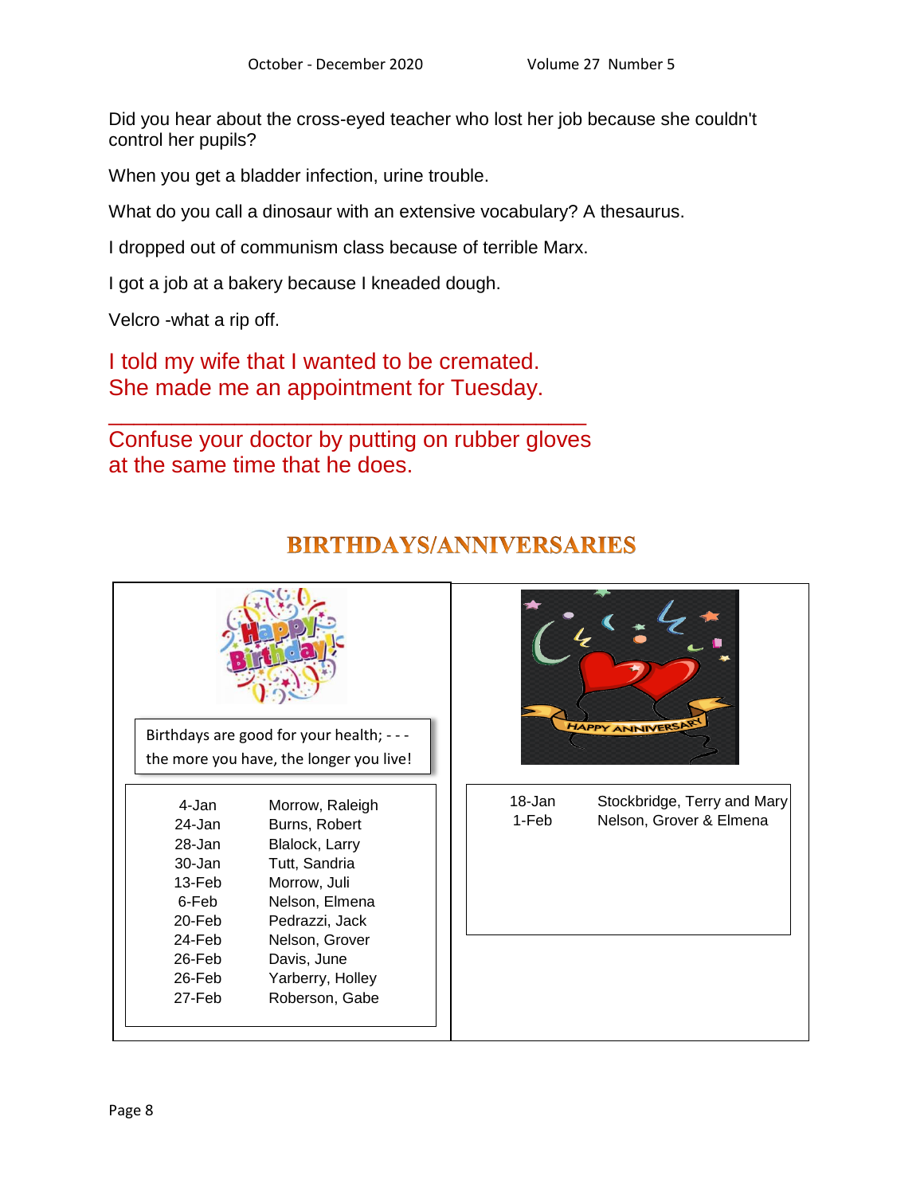Did you hear about the cross-eyed teacher who lost her job because she couldn't control her pupils?

When you get a bladder infection, urine trouble.

What do you call a dinosaur with an extensive vocabulary? A thesaurus.

I dropped out of communism class because of terrible Marx.

I got a job at a bakery because I kneaded dough.

Velcro -what a rip off.

I told my wife that I wanted to be cremated.
She made me an appointment for Tuesday.

---

Confuse your doctor by putting on rubber gloves at the same time that he does.

## BIRTHDAYS/ANNIVERSARIES

Birthdays are good for your health; - - - the more you have, the longer you live!

| Date | Name |
|---|---|
| 4-Jan | Morrow, Raleigh |
| 24-Jan | Burns, Robert |
| 28-Jan | Blalock, Larry |
| 30-Jan | Tutt, Sandria |
| 13-Feb | Morrow, Juli |
| 6-Feb | Nelson, Elmena |
| 20-Feb | Pedrazzi, Jack |
| 24-Feb | Nelson, Grover |
| 26-Feb | Davis, June |
| 26-Feb | Yarberry, Holley |
| 27-Feb | Roberson, Gabe |

| Date | Name |
|---|---|
| 18-Jan | Stockbridge, Terry and Mary |
| 1-Feb | Nelson, Grover & Elmena |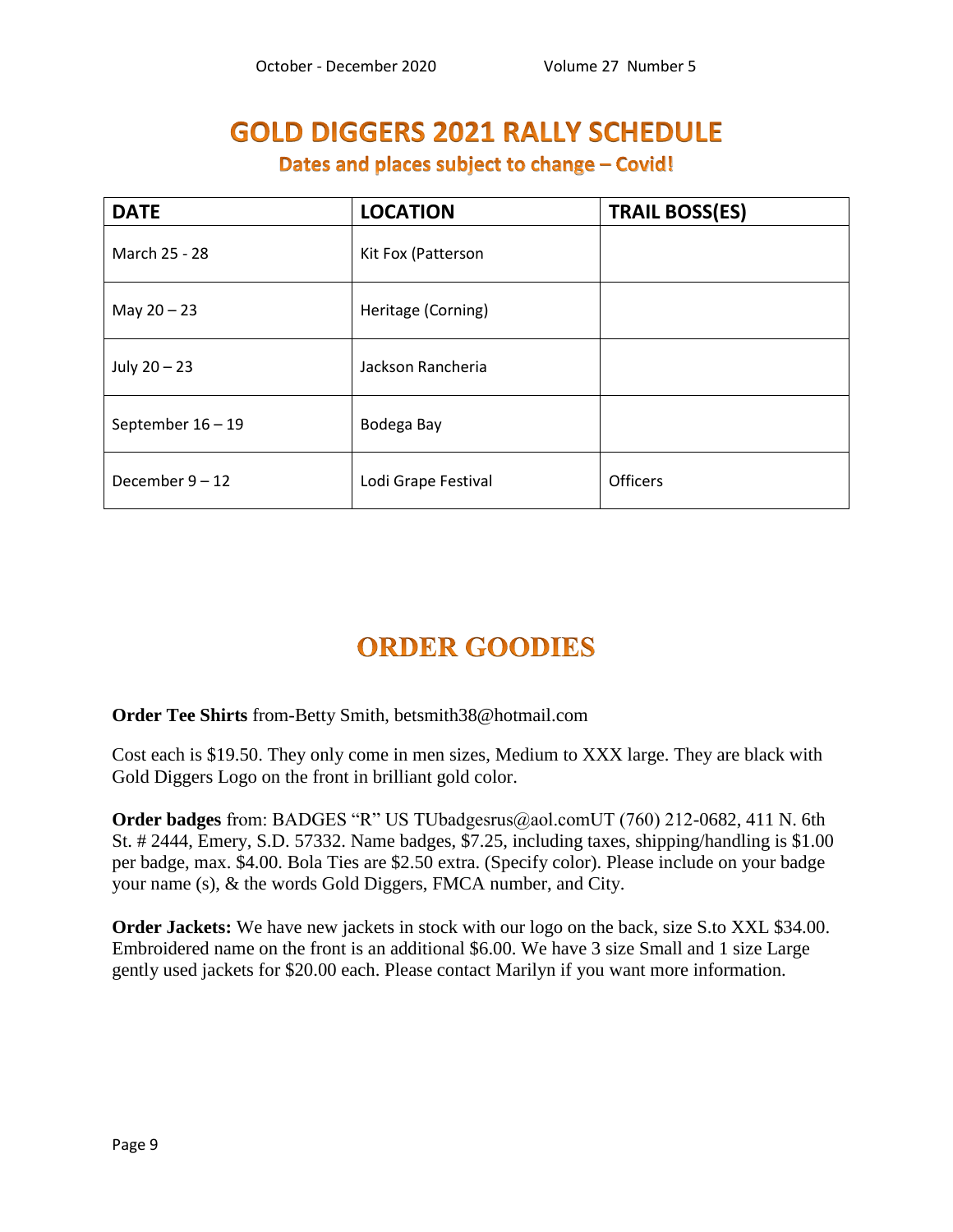# GOLD DIGGERS 2021 RALLY SCHEDULE

### Dates and places subject to change – Covid!

| DATE | LOCATION | TRAIL BOSS(ES) |
|---|---|---|
| March 25 - 28 | Kit Fox (Patterson | |
| May 20 – 23 | Heritage (Corning) | |
| July 20 – 23 | Jackson Rancheria | |
| September 16 – 19 | Bodega Bay | |
| December 9 – 12 | Lodi Grape Festival | Officers |

# ORDER GOODIES

**Order Tee Shirts** from-Betty Smith, betsmith38@hotmail.com

Cost each is $19.50. They only come in men sizes, Medium to XXX large. They are black with Gold Diggers Logo on the front in brilliant gold color.

**Order badges** from: BADGES "R" US TUbadgesrus@aol.comUT (760) 212-0682, 411 N. 6th St. # 2444, Emery, S.D. 57332. Name badges, $7.25, including taxes, shipping/handling is $1.00 per badge, max. $4.00. Bola Ties are $2.50 extra. (Specify color). Please include on your badge your name (s), & the words Gold Diggers, FMCA number, and City.

**Order Jackets:** We have new jackets in stock with our logo on the back, size S.to XXL $34.00. Embroidered name on the front is an additional $6.00. We have 3 size Small and 1 size Large gently used jackets for $20.00 each. Please contact Marilyn if you want more information.